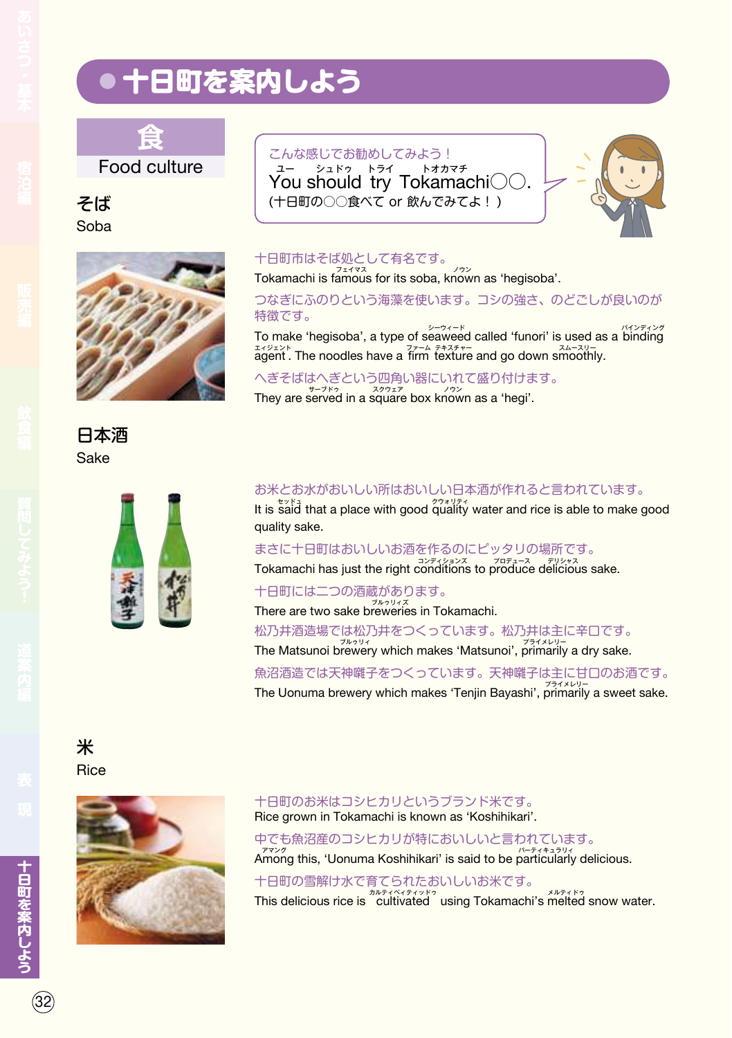# ●十日町を案内しよう

## 食
Food culture

こんな感じでお勧めしてみよう！
You should try Tokamachi◯◯.
(十日町の◯◯食べて or 飲んでみてよ！)

### そば
Soba

十日町市はそば処として有名です。
Tokamachi is famous for its soba, known as ‘hegisoba’.

つなぎにふのりという海藻を使います。コシの強さ、のどごしが良いのが特徴です。
To make ‘hegisoba’, a type of seaweed called ‘funori’ is used as a binding agent. The noodles have a firm texture and go down smoothly.

へぎそばはへぎという四角い器にいれて盛り付けます。
They are served in a square box known as a ‘hegi’.

### 日本酒
Sake

お米とお水がおいしい所はおいしい日本酒が作れると言われています。
It is said that a place with good quality water and rice is able to make good quality sake.

まさに十日町はおいしいお酒を作るのにピッタリの場所です。
Tokamachi has just the right conditions to produce delicious sake.

十日町には二つの酒蔵があります。
There are two sake breweries in Tokamachi.

松乃井酒造場では松乃井をつくっています。松乃井は主に辛口です。
The Matsunoi brewery which makes ‘Matsunoi’, primarily a dry sake.

魚沼酒造では天神囃子をつくっています。天神囃子は主に甘口のお酒です。
The Uonuma brewery which makes ‘Tenjin Bayashi’, primarily a sweet sake.

### 米
Rice

十日町のお米はコシヒカリというブランド米です。
Rice grown in Tokamachi is known as ‘Koshihikari’.

中でも魚沼産のコシヒカリが特においしいと言われています。
Among this, ‘Uonuma Koshihikari’ is said to be particularly delicious.

十日町の雪解け水で育てられたおいしいお米です。
This delicious rice is cultivated using Tokamachi’s melted snow water.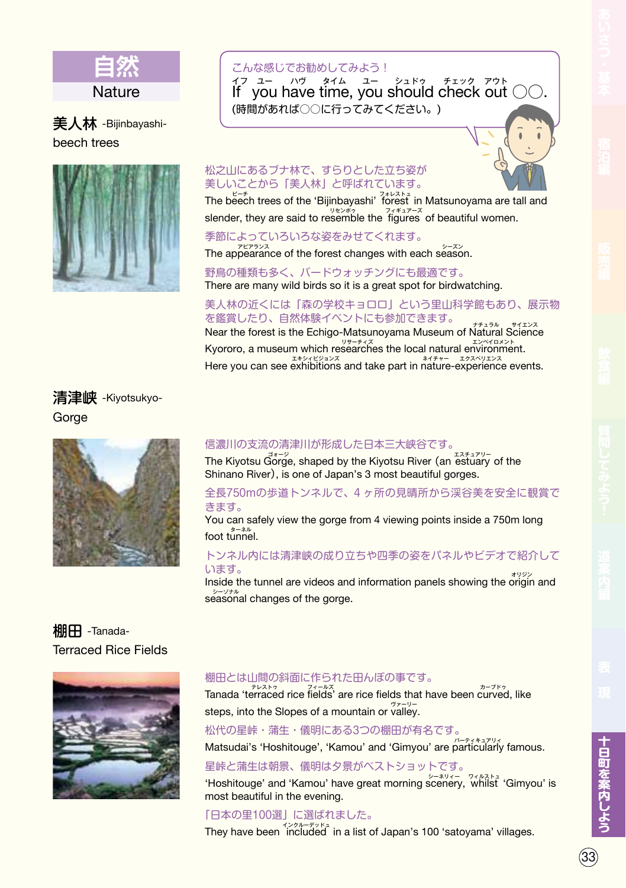# 自然
## Nature

こんな感じでお勧めしてみよう！

If you have time, you should check out ○○.

(時間があれば○○に行ってみてください。)

### 美人林 -Bijinbayashi-
beech trees

松之山にあるブナ林で、すらりとした立ち姿が美しいことから「美人林」と呼ばれています。

The beech trees of the 'Bijinbayashi' forest in Matsunoyama are tall and slender, they are said to resemble the figures of beautiful women.

季節によっていろいろな姿をみせてくれます。

The appearance of the forest changes with each season.

野鳥の種類も多く、バードウォッチングにも最適です。

There are many wild birds so it is a great spot for birdwatching.

美人林の近くには「森の学校キョロロ」という里山科学館もあり、展示物を鑑賞したり、自然体験イベントにも参加できます。

Near the forest is the Echigo-Matsunoyama Museum of Natural Science Kyororo, a museum which researches the local natural environment. Here you can see exhibitions and take part in nature-experience events.

### 清津峡 -Kiyotsukyo-
Gorge

信濃川の支流の清津川が形成した日本三大峡谷です。

The Kiyotsu Gorge, shaped by the Kiyotsu River (an estuary of the Shinano River), is one of Japan's 3 most beautiful gorges.

全長750mの歩道トンネルで、４ヶ所の見晴所から渓谷美を安全に観賞できます。

You can safely view the gorge from 4 viewing points inside a 750m long foot tunnel.

トンネル内には清津峡の成り立ちや四季の姿をパネルやビデオで紹介しています。

Inside the tunnel are videos and information panels showing the origin and seasonal changes of the gorge.

### 棚田 -Tanada-
Terraced Rice Fields

棚田とは山間の斜面に作られた田んぼの事です。

Tanada 'terraced rice fields' are rice fields that have been curved, like steps, into the Slopes of a mountain or valley.

松代の星峠・蒲生・儀明にある3つの棚田が有名です。

Matsudai's 'Hoshitouge', 'Kamou' and 'Gimyou' are particularly famous.

星峠と蒲生は朝景、儀明は夕景がベストショットです。

'Hoshitouge' and 'Kamou' have great morning scenery, whilst 'Gimyou' is most beautiful in the evening.

「日本の里100選」に選ばれました。

They have been included in a list of Japan's 100 'satoyama' villages.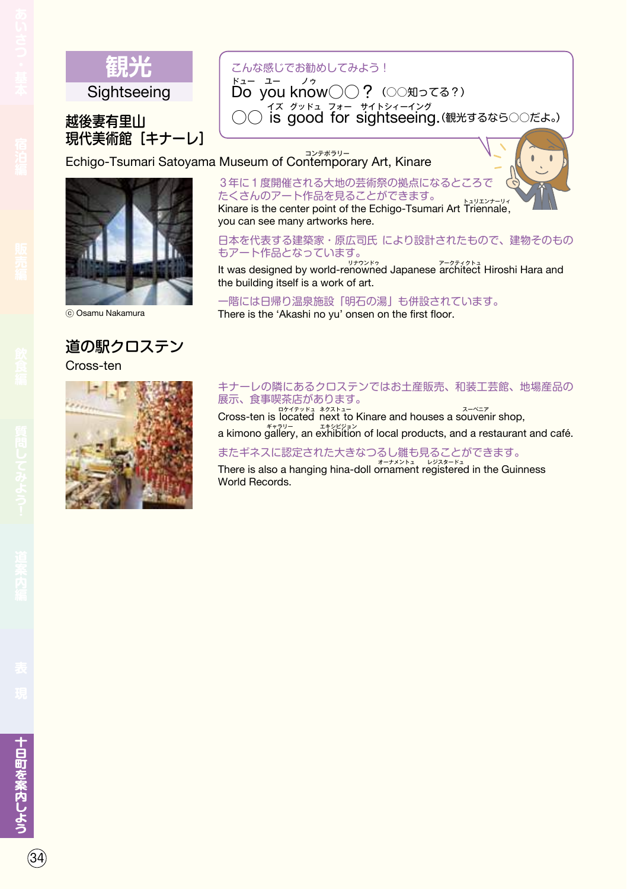# 観光
## Sightseeing

こんな感じでお勧めしてみよう！

Do you know○○？（○○知ってる？）

○○ is good for sightseeing.（観光するなら○○だよ。）

## 越後妻有里山 現代美術館［キナーレ］

Echigo-Tsumari Satoyama Museum of Contemporary Art, Kinare

ⓒ Osamu Nakamura

３年に１度開催される大地の芸術祭の拠点になるところでたくさんのアート作品を見ることができます。

Kinare is the center point of the Echigo-Tsumari Art Triennale, you can see many artworks here.

日本を代表する建築家・原広司氏 により設計されたもので、建物そのものもアート作品となっています。

It was designed by world-renowned Japanese architect Hiroshi Hara and the building itself is a work of art.

一階には日帰り温泉施設「明石の湯」も併設されています。

There is the ‘Akashi no yu’ onsen on the first floor.

## 道の駅クロステン

Cross-ten

キナーレの隣にあるクロステンではお土産販売、和装工芸館、地場産品の展示、食事喫茶店があります。

Cross-ten is located next to Kinare and houses a souvenir shop, a kimono gallery, an exhibition of local products, and a restaurant and café.

またギネスに認定された大きなつるし雛も見ることができます。

There is also a hanging hina-doll ornament registered in the Guinness World Records.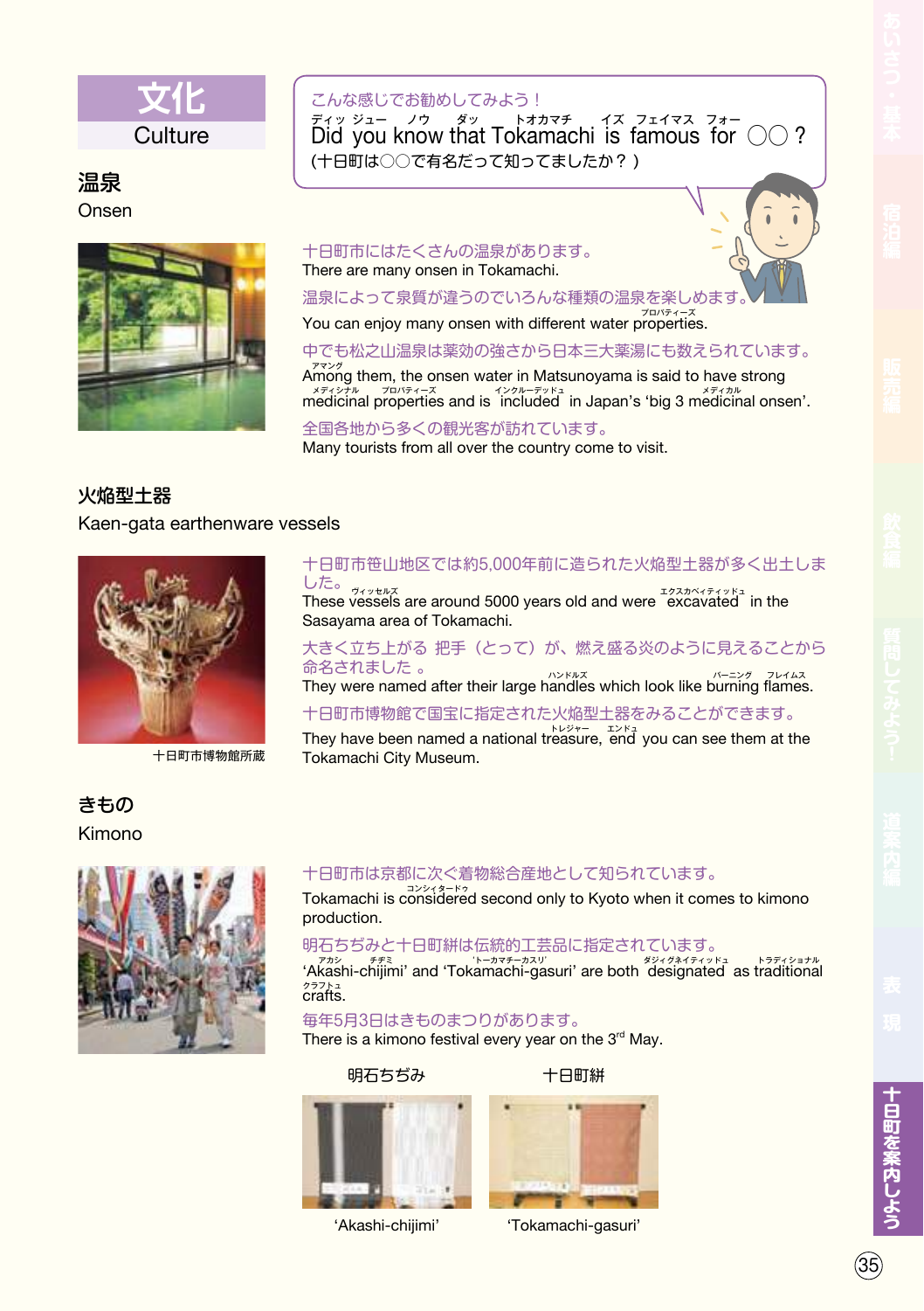# 文化
Culture

こんな感じでお勧めしてみよう！

Did you know that Tokamachi is famous for ○○ ?

(十日町は○○で有名だって知ってましたか？)

## 温泉
Onsen

十日町市にはたくさんの温泉があります。
There are many onsen in Tokamachi.

温泉によって泉質が違うのでいろんな種類の温泉を楽しめます。
You can enjoy many onsen with different water properties.

中でも松之山温泉は薬効の強さから日本三大薬湯にも数えられています。
Among them, the onsen water in Matsunoyama is said to have strong medicinal properties and is included in Japan's 'big 3 medicinal onsen'.

全国各地から多くの観光客が訪れています。
Many tourists from all over the country come to visit.

## 火焔型土器
Kaen-gata earthenware vessels

十日町市博物館所蔵

十日町市笹山地区では約5,000年前に造られた火焔型土器が多く出土しました。
These vessels are around 5000 years old and were excavated in the Sasayama area of Tokamachi.

大きく立ち上がる 把手（とって）が、燃え盛る炎のように見えることから命名されました 。
They were named after their large handles which look like burning flames.

十日町市博物館で国宝に指定された火焔型土器をみることができます。
They have been named a national treasure, and you can see them at the Tokamachi City Museum.

## きもの
Kimono

十日町市は京都に次ぐ着物総合産地として知られています。
Tokamachi is considered second only to Kyoto when it comes to kimono production.

明石ちぢみと十日町絣は伝統的工芸品に指定されています。
'Akashi-chijimi' and 'Tokamachi-gasuri' are both designated as traditional crafts.

毎年5月3日はきものまつりがあります。
There is a kimono festival every year on the 3rd May.

明石ちぢみ
'Akashi-chijimi'

十日町絣
'Tokamachi-gasuri'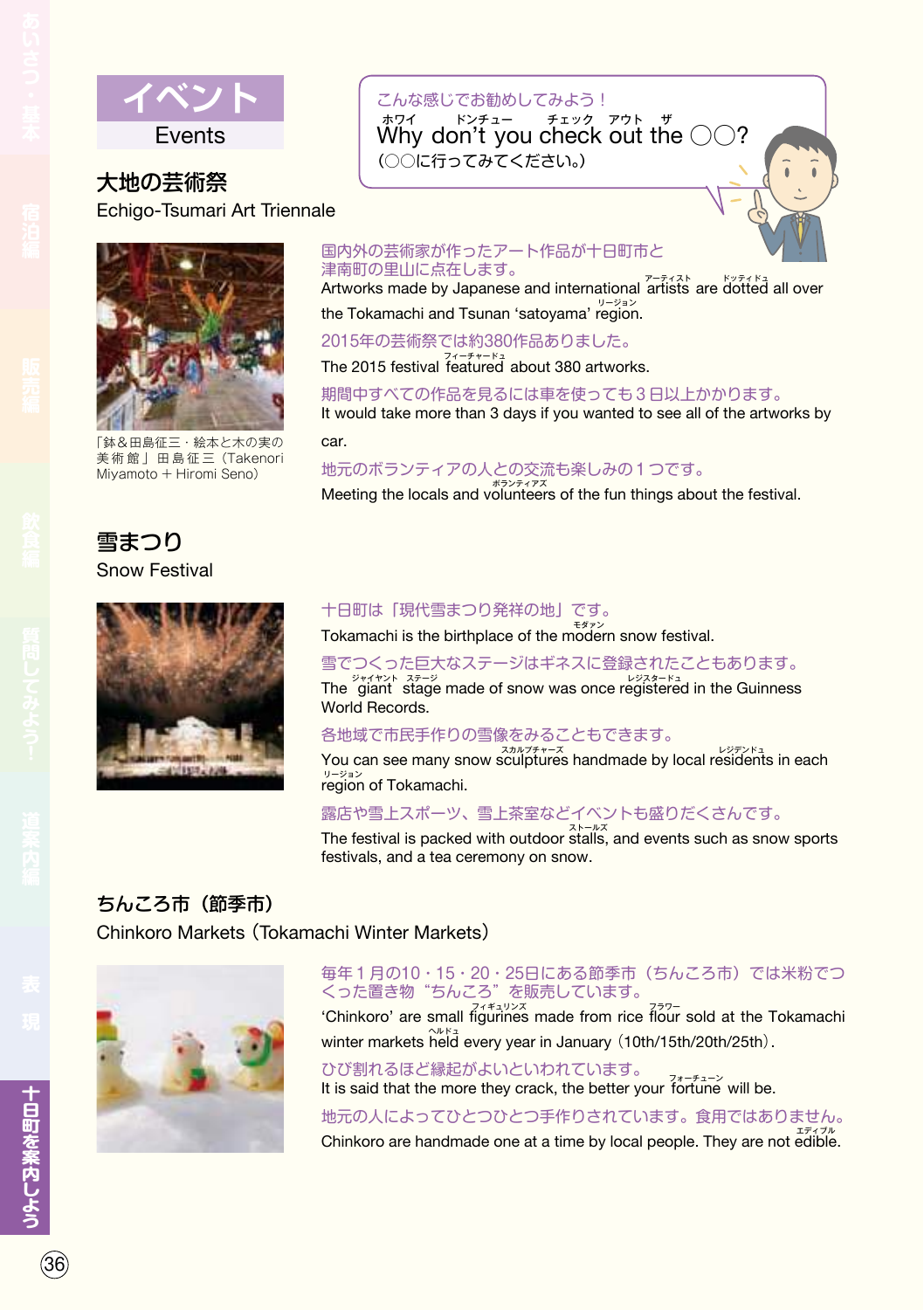# イベント
Events

こんな感じでお勧めしてみよう！
Why don't you check out the ○○?
（○○に行ってみてください。）

## 大地の芸術祭
Echigo-Tsumari Art Triennale

「鉢＆田島征三・絵本と木の実の美術館」田島征三（Takenori Miyamoto + Hiromi Seno）

国内外の芸術家が作ったアート作品が十日町市と津南町の里山に点在します。
Artworks made by Japanese and international artists are dotted all over the Tokamachi and Tsunan 'satoyama' region.

2015年の芸術祭では約380作品ありました。
The 2015 festival featured about 380 artworks.

期間中すべての作品を見るには車を使っても３日以上かかります。
It would take more than 3 days if you wanted to see all of the artworks by car.

地元のボランティアの人との交流も楽しみの１つです。
Meeting the locals and volunteers of the fun things about the festival.

## 雪まつり
Snow Festival

十日町は「現代雪まつり発祥の地」です。
Tokamachi is the birthplace of the modern snow festival.

雪でつくった巨大なステージはギネスに登録されたこともあります。
The giant stage made of snow was once registered in the Guinness World Records.

各地域で市民手作りの雪像をみることもできます。
You can see many snow sculptures handmade by local residents in each region of Tokamachi.

露店や雪上スポーツ、雪上茶室などイベントも盛りだくさんです。
The festival is packed with outdoor stalls, and events such as snow sports festivals, and a tea ceremony on snow.

## ちんころ市（節季市）
Chinkoro Markets（Tokamachi Winter Markets）

毎年１月の10・15・20・25日にある節季市（ちんころ市）では米粉でつくった置き物“ちんころ”を販売しています。
'Chinkoro' are small figurines made from rice flour sold at the Tokamachi winter markets held every year in January（10th/15th/20th/25th）.

ひび割れるほど縁起がよいといわれています。
It is said that the more they crack, the better your fortune will be.

地元の人によってひとつひとつ手作りされています。食用ではありません。
Chinkoro are handmade one at a time by local people. They are not edible.